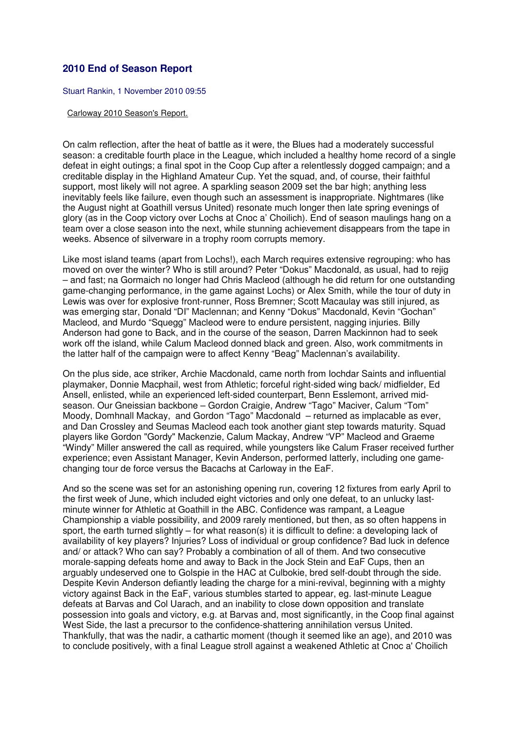## 2010 End of Season Report

Stuart Rankin, 1 November 2010 09:55

Carloway 2010 Season's Report.

On calm reflection, after the heat of battle as it were, the Blues had a moderately successful season: a creditable fourth place in the League, which included a healthy home record of a single defeat in eight outings; a final spot in the Coop Cup after a relentlessly dogged campaign; and a creditable display in the Highland Amateur Cup. Yet the squad, and, of course, their faithful support, most likely will not agree. A sparkling season 2009 set the bar high; anything less inevitably feels like failure, even though such an assessment is inappropriate. Nightmares (like the August night at Goathill versus United) resonate much longer then late spring evenings of glory (as in the Coop victory over Lochs at Cnoc a' Choilich). End of season maulings hang on a team over a close season into the next, while stunning achievement disappears from the tape in weeks. Absence of silverware in a trophy room corrupts memory.

Like most island teams (apart from Lochs!), each March requires extensive regrouping: who has moved on over the winter? Who is still around? Peter "Dokus" Macdonald, as usual, had to rejig – and fast; na Gormaich no longer had Chris Macleod (although he did return for one outstanding game-changing performance, in the game against Lochs) or Alex Smith, while the tour of duty in Lewis was over for explosive front-runner, Ross Bremner; Scott Macaulay was still injured, as was emerging star, Donald "DI" Maclennan; and Kenny "Dokus" Macdonald, Kevin "Gochan" Macleod, and Murdo "Squegg" Macleod were to endure persistent, nagging injuries. Billy Anderson had gone to Back, and in the course of the season, Darren Mackinnon had to seek work off the island, while Calum Macleod donned black and green. Also, work commitments in the latter half of the campaign were to affect Kenny "Beag" Maclennan's availability.

On the plus side, ace striker, Archie Macdonald, came north from Iochdar Saints and influential playmaker, Donnie Macphail, west from Athletic; forceful right-sided wing back/ midfielder, Ed Ansell, enlisted, while an experienced left-sided counterpart, Benn Esslemont, arrived mid-season. Our Gneissian backbone – Gordon Craigie, Andrew "Tago" Maciver, Calum "Tom" Moody, Domhnall Mackay, and Gordon "Tago" Macdonald – returned as implacable as ever, and Dan Crossley and Seumas Macleod each took another giant step towards maturity. Squad players like Gordon "Gordy" Mackenzie, Calum Mackay, Andrew "VP" Macleod and Graeme "Windy" Miller answered the call as required, while youngsters like Calum Fraser received further experience; even Assistant Manager, Kevin Anderson, performed latterly, including one game-changing tour de force versus the Bacachs at Carloway in the EaF.

And so the scene was set for an astonishing opening run, covering 12 fixtures from early April to the first week of June, which included eight victories and only one defeat, to an unlucky last-minute winner for Athletic at Goathill in the ABC. Confidence was rampant, a League Championship a viable possibility, and 2009 rarely mentioned, but then, as so often happens in sport, the earth turned slightly – for what reason(s) it is difficult to define: a developing lack of availability of key players? Injuries? Loss of individual or group confidence? Bad luck in defence and/ or attack? Who can say? Probably a combination of all of them. And two consecutive morale-sapping defeats home and away to Back in the Jock Stein and EaF Cups, then an arguably undeserved one to Golspie in the HAC at Culbokie, bred self-doubt through the side. Despite Kevin Anderson defiantly leading the charge for a mini-revival, beginning with a mighty victory against Back in the EaF, various stumbles started to appear, eg. last-minute League defeats at Barvas and Col Uarach, and an inability to close down opposition and translate possession into goals and victory, e.g. at Barvas and, most significantly, in the Coop final against West Side, the last a precursor to the confidence-shattering annihilation versus United. Thankfully, that was the nadir, a cathartic moment (though it seemed like an age), and 2010 was to conclude positively, with a final League stroll against a weakened Athletic at Cnoc a' Choilich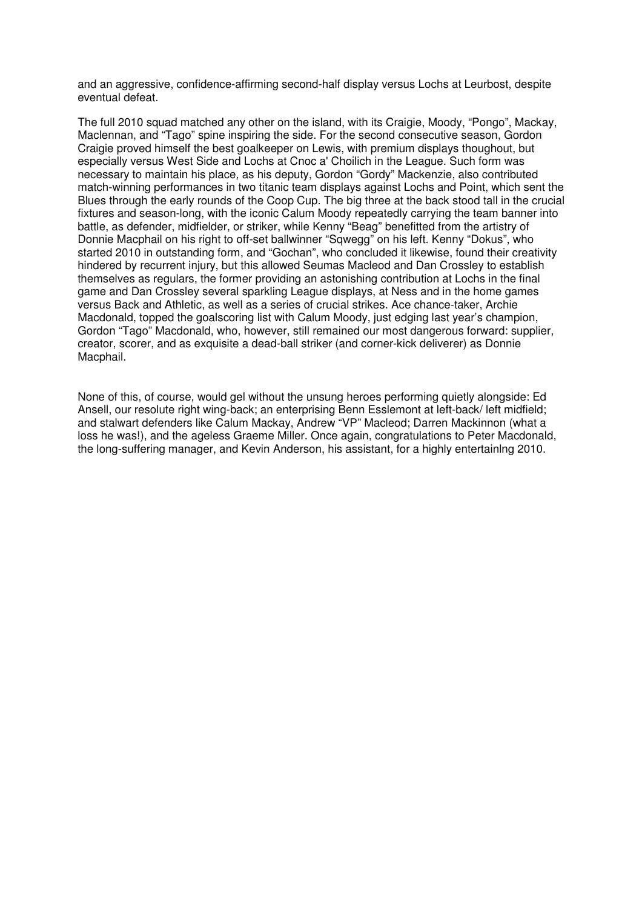and an aggressive, confidence-affirming second-half display versus Lochs at Leurbost, despite eventual defeat.

The full 2010 squad matched any other on the island, with its Craigie, Moody, "Pongo", Mackay, Maclennan, and "Tago" spine inspiring the side. For the second consecutive season, Gordon Craigie proved himself the best goalkeeper on Lewis, with premium displays thoughout, but especially versus West Side and Lochs at Cnoc a' Choilich in the League. Such form was necessary to maintain his place, as his deputy, Gordon "Gordy" Mackenzie, also contributed match-winning performances in two titanic team displays against Lochs and Point, which sent the Blues through the early rounds of the Coop Cup. The big three at the back stood tall in the crucial fixtures and season-long, with the iconic Calum Moody repeatedly carrying the team banner into battle, as defender, midfielder, or striker, while Kenny "Beag" benefitted from the artistry of Donnie Macphail on his right to off-set ballwinner "Sqwegg" on his left. Kenny "Dokus", who started 2010 in outstanding form, and "Gochan", who concluded it likewise, found their creativity hindered by recurrent injury, but this allowed Seumas Macleod and Dan Crossley to establish themselves as regulars, the former providing an astonishing contribution at Lochs in the final game and Dan Crossley several sparkling League displays, at Ness and in the home games versus Back and Athletic, as well as a series of crucial strikes. Ace chance-taker, Archie Macdonald, topped the goalscoring list with Calum Moody, just edging last year's champion, Gordon "Tago" Macdonald, who, however, still remained our most dangerous forward: supplier, creator, scorer, and as exquisite a dead-ball striker (and corner-kick deliverer) as Donnie Macphail.

None of this, of course, would gel without the unsung heroes performing quietly alongside: Ed Ansell, our resolute right wing-back; an enterprising Benn Esslemont at left-back/ left midfield; and stalwart defenders like Calum Mackay, Andrew "VP" Macleod; Darren Mackinnon (what a loss he was!), and the ageless Graeme Miller. Once again, congratulations to Peter Macdonald, the long-suffering manager, and Kevin Anderson, his assistant, for a highly entertainlng 2010.